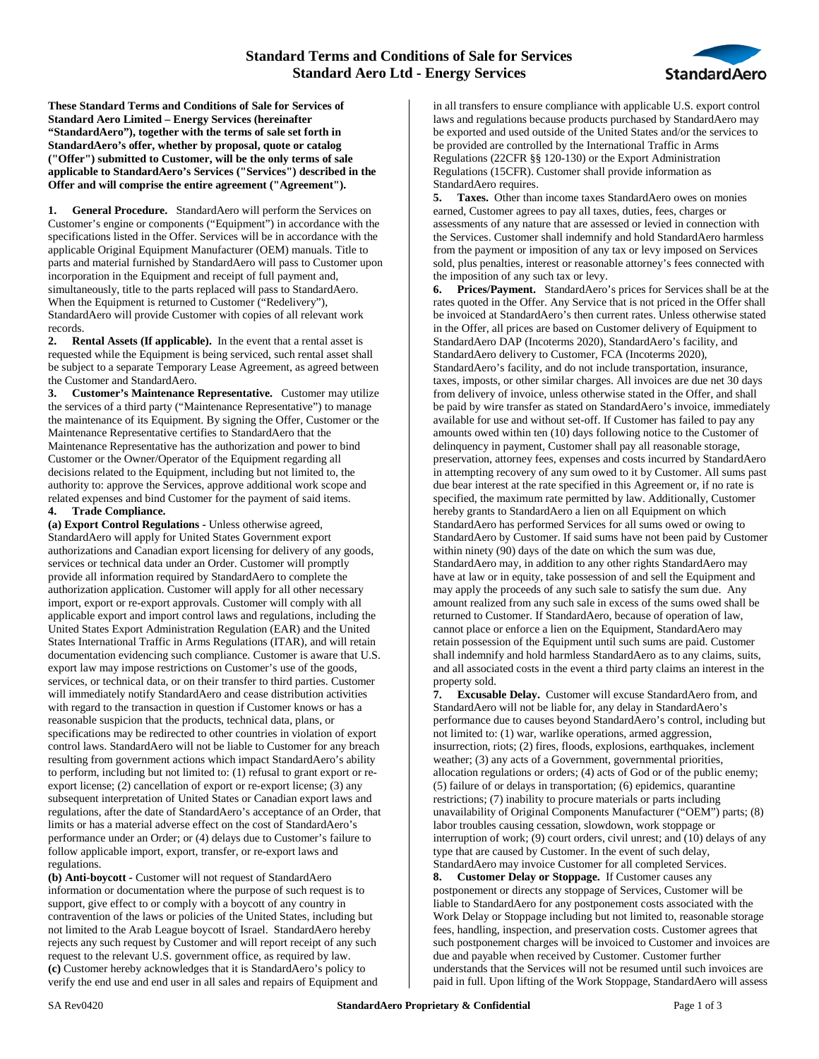# Standard Terms and Conditions of Sale for Services
# Standard Aero Ltd - Energy Services

**These Standard Terms and Conditions of Sale for Services of Standard Aero Limited – Energy Services (hereinafter "StandardAero"), together with the terms of sale set forth in StandardAero's offer, whether by proposal, quote or catalog ("Offer") submitted to Customer, will be the only terms of sale applicable to StandardAero's Services ("Services") described in the Offer and will comprise the entire agreement ("Agreement").**

**1. General Procedure.** StandardAero will perform the Services on Customer's engine or components ("Equipment") in accordance with the specifications listed in the Offer. Services will be in accordance with the applicable Original Equipment Manufacturer (OEM) manuals. Title to parts and material furnished by StandardAero will pass to Customer upon incorporation in the Equipment and receipt of full payment and, simultaneously, title to the parts replaced will pass to StandardAero. When the Equipment is returned to Customer ("Redelivery"), StandardAero will provide Customer with copies of all relevant work records.

**2. Rental Assets (If applicable).** In the event that a rental asset is requested while the Equipment is being serviced, such rental asset shall be subject to a separate Temporary Lease Agreement, as agreed between the Customer and StandardAero.

**3. Customer's Maintenance Representative.** Customer may utilize the services of a third party ("Maintenance Representative") to manage the maintenance of its Equipment. By signing the Offer, Customer or the Maintenance Representative certifies to StandardAero that the Maintenance Representative has the authorization and power to bind Customer or the Owner/Operator of the Equipment regarding all decisions related to the Equipment, including but not limited to, the authority to: approve the Services, approve additional work scope and related expenses and bind Customer for the payment of said items.

**4. Trade Compliance.**

**(a) Export Control Regulations -** Unless otherwise agreed, StandardAero will apply for United States Government export authorizations and Canadian export licensing for delivery of any goods, services or technical data under an Order. Customer will promptly provide all information required by StandardAero to complete the authorization application. Customer will apply for all other necessary import, export or re-export approvals. Customer will comply with all applicable export and import control laws and regulations, including the United States Export Administration Regulation (EAR) and the United States International Traffic in Arms Regulations (ITAR), and will retain documentation evidencing such compliance. Customer is aware that U.S. export law may impose restrictions on Customer's use of the goods, services, or technical data, or on their transfer to third parties. Customer will immediately notify StandardAero and cease distribution activities with regard to the transaction in question if Customer knows or has a reasonable suspicion that the products, technical data, plans, or specifications may be redirected to other countries in violation of export control laws. StandardAero will not be liable to Customer for any breach resulting from government actions which impact StandardAero's ability to perform, including but not limited to: (1) refusal to grant export or re-export license; (2) cancellation of export or re-export license; (3) any subsequent interpretation of United States or Canadian export laws and regulations, after the date of StandardAero's acceptance of an Order, that limits or has a material adverse effect on the cost of StandardAero's performance under an Order; or (4) delays due to Customer's failure to follow applicable import, export, transfer, or re-export laws and regulations.

**(b) Anti-boycott -** Customer will not request of StandardAero information or documentation where the purpose of such request is to support, give effect to or comply with a boycott of any country in contravention of the laws or policies of the United States, including but not limited to the Arab League boycott of Israel. StandardAero hereby rejects any such request by Customer and will report receipt of any such request to the relevant U.S. government office, as required by law.

**(c)** Customer hereby acknowledges that it is StandardAero's policy to verify the end use and end user in all sales and repairs of Equipment and in all transfers to ensure compliance with applicable U.S. export control laws and regulations because products purchased by StandardAero may be exported and used outside of the United States and/or the services to be provided are controlled by the International Traffic in Arms Regulations (22CFR §§ 120-130) or the Export Administration Regulations (15CFR). Customer shall provide information as StandardAero requires.

**5. Taxes.** Other than income taxes StandardAero owes on monies earned, Customer agrees to pay all taxes, duties, fees, charges or assessments of any nature that are assessed or levied in connection with the Services. Customer shall indemnify and hold StandardAero harmless from the payment or imposition of any tax or levy imposed on Services sold, plus penalties, interest or reasonable attorney's fees connected with the imposition of any such tax or levy.

**6. Prices/Payment.** StandardAero's prices for Services shall be at the rates quoted in the Offer. Any Service that is not priced in the Offer shall be invoiced at StandardAero's then current rates. Unless otherwise stated in the Offer, all prices are based on Customer delivery of Equipment to StandardAero DAP (Incoterms 2020), StandardAero's facility, and StandardAero delivery to Customer, FCA (Incoterms 2020), StandardAero's facility, and do not include transportation, insurance, taxes, imposts, or other similar charges. All invoices are due net 30 days from delivery of invoice, unless otherwise stated in the Offer, and shall be paid by wire transfer as stated on StandardAero's invoice, immediately available for use and without set-off. If Customer has failed to pay any amounts owed within ten (10) days following notice to the Customer of delinquency in payment, Customer shall pay all reasonable storage, preservation, attorney fees, expenses and costs incurred by StandardAero in attempting recovery of any sum owed to it by Customer. All sums past due bear interest at the rate specified in this Agreement or, if no rate is specified, the maximum rate permitted by law. Additionally, Customer hereby grants to StandardAero a lien on all Equipment on which StandardAero has performed Services for all sums owed or owing to StandardAero by Customer. If said sums have not been paid by Customer within ninety (90) days of the date on which the sum was due, StandardAero may, in addition to any other rights StandardAero may have at law or in equity, take possession of and sell the Equipment and may apply the proceeds of any such sale to satisfy the sum due. Any amount realized from any such sale in excess of the sums owed shall be returned to Customer. If StandardAero, because of operation of law, cannot place or enforce a lien on the Equipment, StandardAero may retain possession of the Equipment until such sums are paid. Customer shall indemnify and hold harmless StandardAero as to any claims, suits, and all associated costs in the event a third party claims an interest in the property sold.

**7. Excusable Delay.** Customer will excuse StandardAero from, and StandardAero will not be liable for, any delay in StandardAero's performance due to causes beyond StandardAero's control, including but not limited to: (1) war, warlike operations, armed aggression, insurrection, riots; (2) fires, floods, explosions, earthquakes, inclement weather; (3) any acts of a Government, governmental priorities, allocation regulations or orders; (4) acts of God or of the public enemy; (5) failure of or delays in transportation; (6) epidemics, quarantine restrictions; (7) inability to procure materials or parts including unavailability of Original Components Manufacturer ("OEM") parts; (8) labor troubles causing cessation, slowdown, work stoppage or interruption of work; (9) court orders, civil unrest; and (10) delays of any type that are caused by Customer. In the event of such delay, StandardAero may invoice Customer for all completed Services.

**8. Customer Delay or Stoppage.** If Customer causes any postponement or directs any stoppage of Services, Customer will be liable to StandardAero for any postponement costs associated with the Work Delay or Stoppage including but not limited to, reasonable storage fees, handling, inspection, and preservation costs. Customer agrees that such postponement charges will be invoiced to Customer and invoices are due and payable when received by Customer. Customer further understands that the Services will not be resumed until such invoices are paid in full. Upon lifting of the Work Stoppage, StandardAero will assess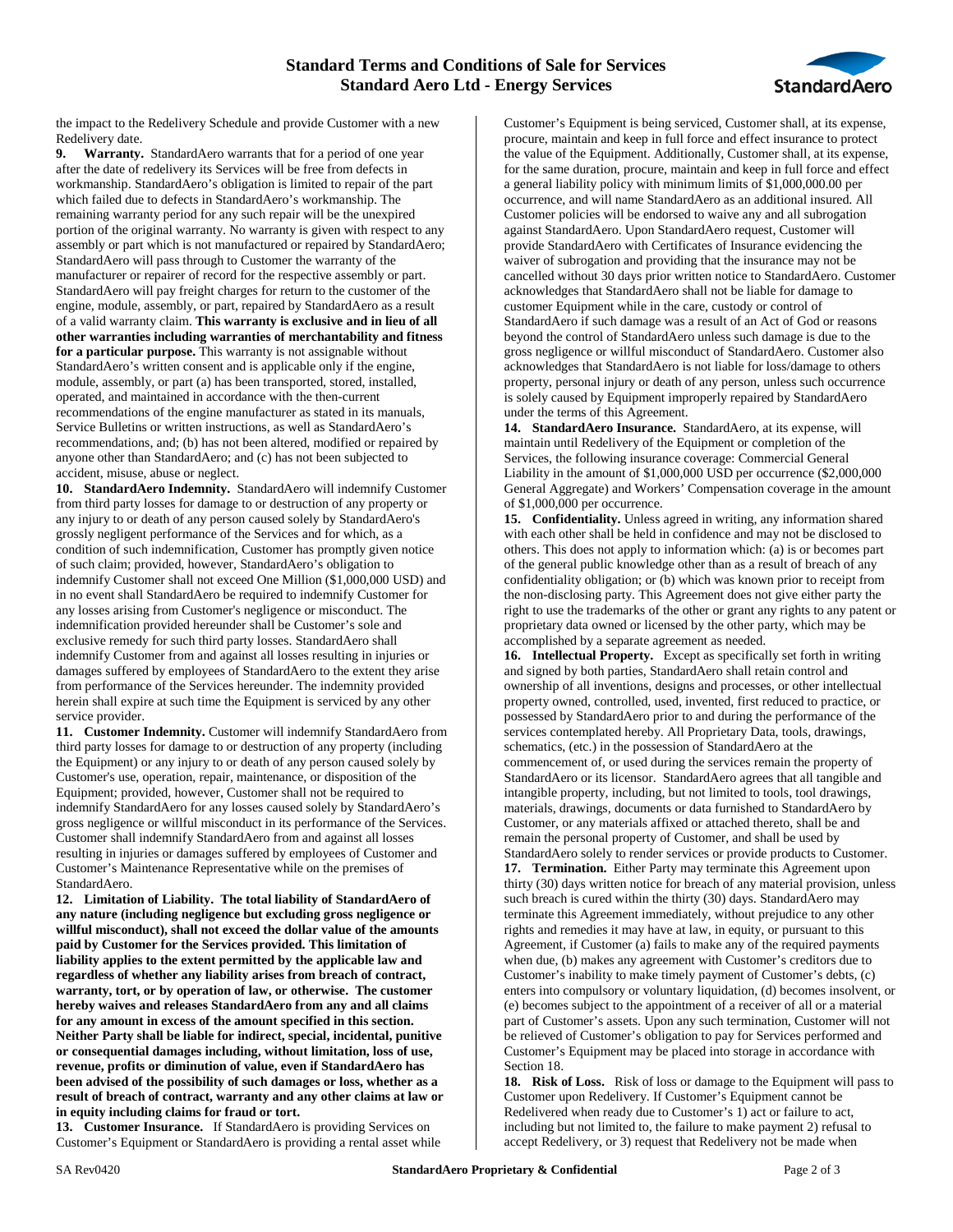the impact to the Redelivery Schedule and provide Customer with a new Redelivery date.

**9. Warranty.** StandardAero warrants that for a period of one year after the date of redelivery its Services will be free from defects in workmanship. StandardAero's obligation is limited to repair of the part which failed due to defects in StandardAero's workmanship. The remaining warranty period for any such repair will be the unexpired portion of the original warranty. No warranty is given with respect to any assembly or part which is not manufactured or repaired by StandardAero; StandardAero will pass through to Customer the warranty of the manufacturer or repairer of record for the respective assembly or part. StandardAero will pay freight charges for return to the customer of the engine, module, assembly, or part, repaired by StandardAero as a result of a valid warranty claim. **This warranty is exclusive and in lieu of all other warranties including warranties of merchantability and fitness for a particular purpose.** This warranty is not assignable without StandardAero's written consent and is applicable only if the engine, module, assembly, or part (a) has been transported, stored, installed, operated, and maintained in accordance with the then-current recommendations of the engine manufacturer as stated in its manuals, Service Bulletins or written instructions, as well as StandardAero's recommendations, and; (b) has not been altered, modified or repaired by anyone other than StandardAero; and (c) has not been subjected to accident, misuse, abuse or neglect.

**10. StandardAero Indemnity.** StandardAero will indemnify Customer from third party losses for damage to or destruction of any property or any injury to or death of any person caused solely by StandardAero's grossly negligent performance of the Services and for which, as a condition of such indemnification, Customer has promptly given notice of such claim; provided, however, StandardAero's obligation to indemnify Customer shall not exceed One Million ($1,000,000 USD) and in no event shall StandardAero be required to indemnify Customer for any losses arising from Customer's negligence or misconduct. The indemnification provided hereunder shall be Customer's sole and exclusive remedy for such third party losses. StandardAero shall indemnify Customer from and against all losses resulting in injuries or damages suffered by employees of StandardAero to the extent they arise from performance of the Services hereunder. The indemnity provided herein shall expire at such time the Equipment is serviced by any other service provider.

**11. Customer Indemnity.** Customer will indemnify StandardAero from third party losses for damage to or destruction of any property (including the Equipment) or any injury to or death of any person caused solely by Customer's use, operation, repair, maintenance, or disposition of the Equipment; provided, however, Customer shall not be required to indemnify StandardAero for any losses caused solely by StandardAero's gross negligence or willful misconduct in its performance of the Services. Customer shall indemnify StandardAero from and against all losses resulting in injuries or damages suffered by employees of Customer and Customer's Maintenance Representative while on the premises of StandardAero.

**12. Limitation of Liability. The total liability of StandardAero of any nature (including negligence but excluding gross negligence or willful misconduct), shall not exceed the dollar value of the amounts paid by Customer for the Services provided. This limitation of liability applies to the extent permitted by the applicable law and regardless of whether any liability arises from breach of contract, warranty, tort, or by operation of law, or otherwise. The customer hereby waives and releases StandardAero from any and all claims for any amount in excess of the amount specified in this section. Neither Party shall be liable for indirect, special, incidental, punitive or consequential damages including, without limitation, loss of use, revenue, profits or diminution of value, even if StandardAero has been advised of the possibility of such damages or loss, whether as a result of breach of contract, warranty and any other claims at law or in equity including claims for fraud or tort.**

**13. Customer Insurance.** If StandardAero is providing Services on Customer's Equipment or StandardAero is providing a rental asset while Customer's Equipment is being serviced, Customer shall, at its expense, procure, maintain and keep in full force and effect insurance to protect the value of the Equipment. Additionally, Customer shall, at its expense, for the same duration, procure, maintain and keep in full force and effect a general liability policy with minimum limits of $1,000,000.00 per occurrence, and will name StandardAero as an additional insured. All Customer policies will be endorsed to waive any and all subrogation against StandardAero. Upon StandardAero request, Customer will provide StandardAero with Certificates of Insurance evidencing the waiver of subrogation and providing that the insurance may not be cancelled without 30 days prior written notice to StandardAero. Customer acknowledges that StandardAero shall not be liable for damage to customer Equipment while in the care, custody or control of StandardAero if such damage was a result of an Act of God or reasons beyond the control of StandardAero unless such damage is due to the gross negligence or willful misconduct of StandardAero. Customer also acknowledges that StandardAero is not liable for loss/damage to others property, personal injury or death of any person, unless such occurrence is solely caused by Equipment improperly repaired by StandardAero under the terms of this Agreement.

**14. StandardAero Insurance.** StandardAero, at its expense, will maintain until Redelivery of the Equipment or completion of the Services, the following insurance coverage: Commercial General Liability in the amount of $1,000,000 USD per occurrence ($2,000,000 General Aggregate) and Workers' Compensation coverage in the amount of $1,000,000 per occurrence.

**15. Confidentiality.** Unless agreed in writing, any information shared with each other shall be held in confidence and may not be disclosed to others. This does not apply to information which: (a) is or becomes part of the general public knowledge other than as a result of breach of any confidentiality obligation; or (b) which was known prior to receipt from the non-disclosing party. This Agreement does not give either party the right to use the trademarks of the other or grant any rights to any patent or proprietary data owned or licensed by the other party, which may be accomplished by a separate agreement as needed.

**16. Intellectual Property.** Except as specifically set forth in writing and signed by both parties, StandardAero shall retain control and ownership of all inventions, designs and processes, or other intellectual property owned, controlled, used, invented, first reduced to practice, or possessed by StandardAero prior to and during the performance of the services contemplated hereby. All Proprietary Data, tools, drawings, schematics, (etc.) in the possession of StandardAero at the commencement of, or used during the services remain the property of StandardAero or its licensor. StandardAero agrees that all tangible and intangible property, including, but not limited to tools, tool drawings, materials, drawings, documents or data furnished to StandardAero by Customer, or any materials affixed or attached thereto, shall be and remain the personal property of Customer, and shall be used by StandardAero solely to render services or provide products to Customer.

**17. Termination.** Either Party may terminate this Agreement upon thirty (30) days written notice for breach of any material provision, unless such breach is cured within the thirty (30) days. StandardAero may terminate this Agreement immediately, without prejudice to any other rights and remedies it may have at law, in equity, or pursuant to this Agreement, if Customer (a) fails to make any of the required payments when due, (b) makes any agreement with Customer's creditors due to Customer's inability to make timely payment of Customer's debts, (c) enters into compulsory or voluntary liquidation, (d) becomes insolvent, or (e) becomes subject to the appointment of a receiver of all or a material part of Customer's assets. Upon any such termination, Customer will not be relieved of Customer's obligation to pay for Services performed and Customer's Equipment may be placed into storage in accordance with Section 18.

**18. Risk of Loss.** Risk of loss or damage to the Equipment will pass to Customer upon Redelivery. If Customer's Equipment cannot be Redelivered when ready due to Customer's 1) act or failure to act, including but not limited to, the failure to make payment 2) refusal to accept Redelivery, or 3) request that Redelivery not be made when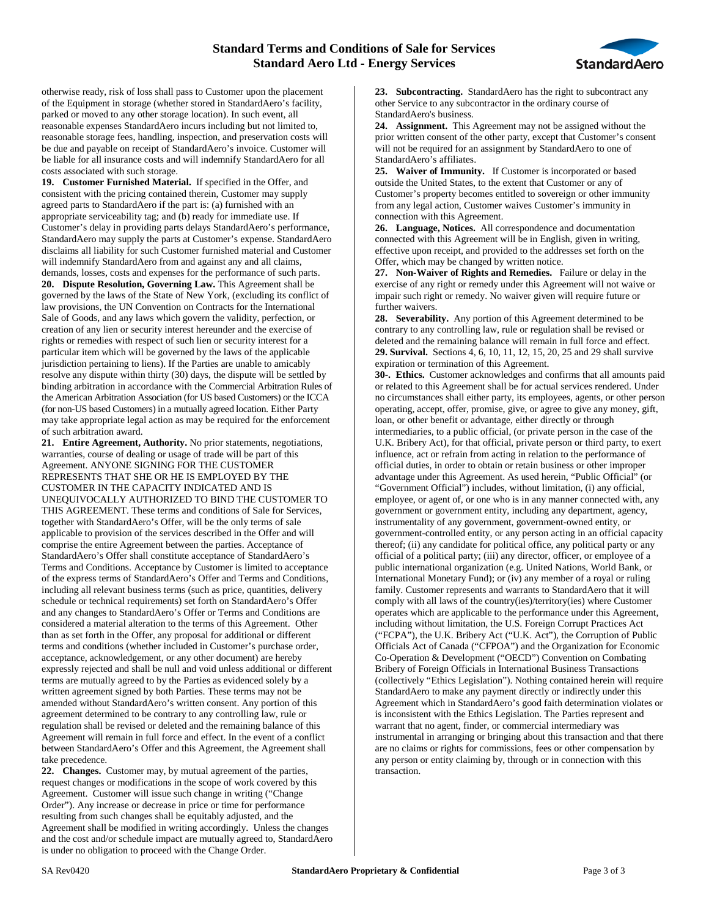otherwise ready, risk of loss shall pass to Customer upon the placement of the Equipment in storage (whether stored in StandardAero's facility, parked or moved to any other storage location). In such event, all reasonable expenses StandardAero incurs including but not limited to, reasonable storage fees, handling, inspection, and preservation costs will be due and payable on receipt of StandardAero's invoice. Customer will be liable for all insurance costs and will indemnify StandardAero for all costs associated with such storage.

**19. Customer Furnished Material.** If specified in the Offer, and consistent with the pricing contained therein, Customer may supply agreed parts to StandardAero if the part is: (a) furnished with an appropriate serviceability tag; and (b) ready for immediate use. If Customer's delay in providing parts delays StandardAero's performance, StandardAero may supply the parts at Customer's expense. StandardAero disclaims all liability for such Customer furnished material and Customer will indemnify StandardAero from and against any and all claims, demands, losses, costs and expenses for the performance of such parts.

**20. Dispute Resolution, Governing Law.** This Agreement shall be governed by the laws of the State of New York, (excluding its conflict of law provisions, the UN Convention on Contracts for the International Sale of Goods, and any laws which govern the validity, perfection, or creation of any lien or security interest hereunder and the exercise of rights or remedies with respect of such lien or security interest for a particular item which will be governed by the laws of the applicable jurisdiction pertaining to liens). If the Parties are unable to amicably resolve any dispute within thirty (30) days, the dispute will be settled by binding arbitration in accordance with the Commercial Arbitration Rules of the American Arbitration Association (for US based Customers) or the ICCA (for non-US based Customers) in a mutually agreed location. Either Party may take appropriate legal action as may be required for the enforcement of such arbitration award.

**21. Entire Agreement, Authority.** No prior statements, negotiations, warranties, course of dealing or usage of trade will be part of this Agreement. ANYONE SIGNING FOR THE CUSTOMER REPRESENTS THAT SHE OR HE IS EMPLOYED BY THE CUSTOMER IN THE CAPACITY INDICATED AND IS UNEQUIVOCALLY AUTHORIZED TO BIND THE CUSTOMER TO THIS AGREEMENT. These terms and conditions of Sale for Services, together with StandardAero's Offer, will be the only terms of sale applicable to provision of the services described in the Offer and will comprise the entire Agreement between the parties. Acceptance of StandardAero's Offer shall constitute acceptance of StandardAero's Terms and Conditions. Acceptance by Customer is limited to acceptance of the express terms of StandardAero's Offer and Terms and Conditions, including all relevant business terms (such as price, quantities, delivery schedule or technical requirements) set forth on StandardAero's Offer and any changes to StandardAero's Offer or Terms and Conditions are considered a material alteration to the terms of this Agreement. Other than as set forth in the Offer, any proposal for additional or different terms and conditions (whether included in Customer's purchase order, acceptance, acknowledgement, or any other document) are hereby expressly rejected and shall be null and void unless additional or different terms are mutually agreed to by the Parties as evidenced solely by a written agreement signed by both Parties. These terms may not be amended without StandardAero's written consent. Any portion of this agreement determined to be contrary to any controlling law, rule or regulation shall be revised or deleted and the remaining balance of this Agreement will remain in full force and effect. In the event of a conflict between StandardAero's Offer and this Agreement, the Agreement shall take precedence.

**22. Changes.** Customer may, by mutual agreement of the parties, request changes or modifications in the scope of work covered by this Agreement. Customer will issue such change in writing ("Change Order"). Any increase or decrease in price or time for performance resulting from such changes shall be equitably adjusted, and the Agreement shall be modified in writing accordingly. Unless the changes and the cost and/or schedule impact are mutually agreed to, StandardAero is under no obligation to proceed with the Change Order.

**23. Subcontracting.** StandardAero has the right to subcontract any other Service to any subcontractor in the ordinary course of StandardAero's business.

**24. Assignment.** This Agreement may not be assigned without the prior written consent of the other party, except that Customer's consent will not be required for an assignment by StandardAero to one of StandardAero's affiliates.

**25. Waiver of Immunity.** If Customer is incorporated or based outside the United States, to the extent that Customer or any of Customer's property becomes entitled to sovereign or other immunity from any legal action, Customer waives Customer's immunity in connection with this Agreement.

**26. Language, Notices.** All correspondence and documentation connected with this Agreement will be in English, given in writing, effective upon receipt, and provided to the addresses set forth on the Offer, which may be changed by written notice.

**27. Non-Waiver of Rights and Remedies.** Failure or delay in the exercise of any right or remedy under this Agreement will not waive or impair such right or remedy. No waiver given will require future or further waivers.

**28. Severability.** Any portion of this Agreement determined to be contrary to any controlling law, rule or regulation shall be revised or deleted and the remaining balance will remain in full force and effect.

**29. Survival.** Sections 4, 6, 10, 11, 12, 15, 20, 25 and 29 shall survive expiration or termination of this Agreement.

**30-. Ethics.** Customer acknowledges and confirms that all amounts paid or related to this Agreement shall be for actual services rendered. Under no circumstances shall either party, its employees, agents, or other person operating, accept, offer, promise, give, or agree to give any money, gift, loan, or other benefit or advantage, either directly or through intermediaries, to a public official, (or private person in the case of the U.K. Bribery Act), for that official, private person or third party, to exert influence, act or refrain from acting in relation to the performance of official duties, in order to obtain or retain business or other improper advantage under this Agreement. As used herein, "Public Official" (or "Government Official") includes, without limitation, (i) any official, employee, or agent of, or one who is in any manner connected with, any government or government entity, including any department, agency, instrumentality of any government, government-owned entity, or government-controlled entity, or any person acting in an official capacity thereof; (ii) any candidate for political office, any political party or any official of a political party; (iii) any director, officer, or employee of a public international organization (e.g. United Nations, World Bank, or International Monetary Fund); or (iv) any member of a royal or ruling family. Customer represents and warrants to StandardAero that it will comply with all laws of the country(ies)/territory(ies) where Customer operates which are applicable to the performance under this Agreement, including without limitation, the U.S. Foreign Corrupt Practices Act ("FCPA"), the U.K. Bribery Act ("U.K. Act"), the Corruption of Public Officials Act of Canada ("CFPOA") and the Organization for Economic Co-Operation & Development ("OECD") Convention on Combating Bribery of Foreign Officials in International Business Transactions (collectively "Ethics Legislation"). Nothing contained herein will require StandardAero to make any payment directly or indirectly under this Agreement which in StandardAero's good faith determination violates or is inconsistent with the Ethics Legislation. The Parties represent and warrant that no agent, finder, or commercial intermediary was instrumental in arranging or bringing about this transaction and that there are no claims or rights for commissions, fees or other compensation by any person or entity claiming by, through or in connection with this transaction.